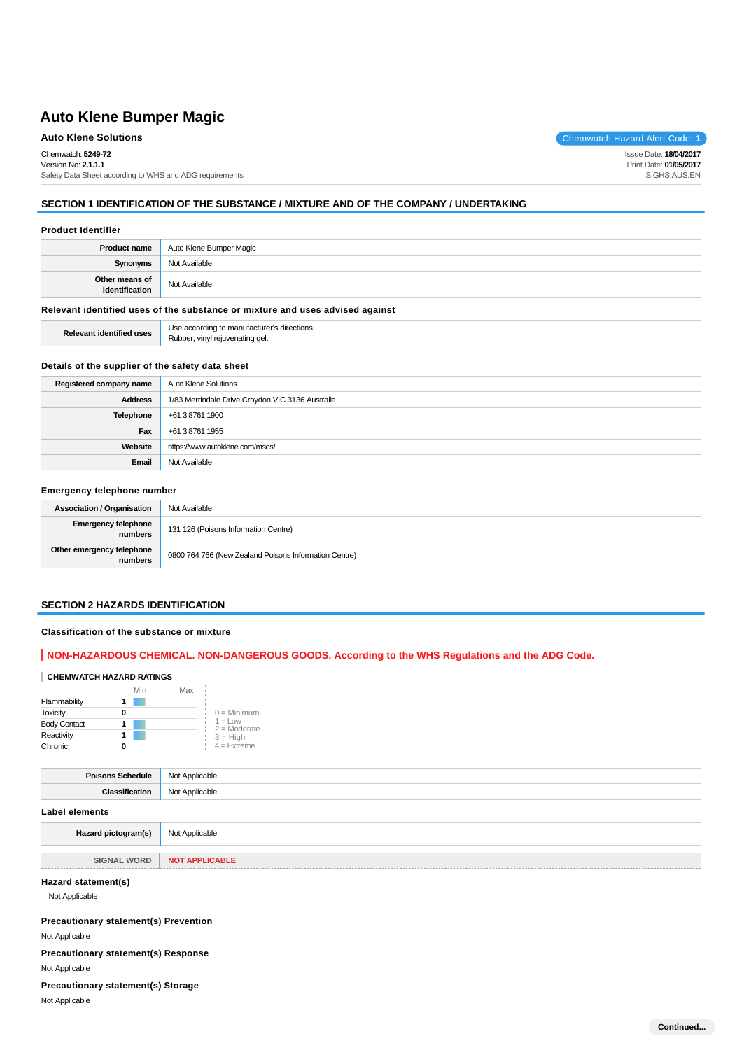# Auto Klene Bumper Magic

**Auto Klene Solutions**

Chemwatch Hazard Alert Code: **1**

Chemwatch: **5249-72**
Version No: **2.1.1.1**
Safety Data Sheet according to WHS and ADG requirements

Issue Date: **18/04/2017**
Print Date: **01/05/2017**
S.GHS.AUS.EN

## SECTION 1 IDENTIFICATION OF THE SUBSTANCE / MIXTURE AND OF THE COMPANY / UNDERTAKING

### Product Identifier

| | |
|---|---|
| **Product name** | Auto Klene Bumper Magic |
| **Synonyms** | Not Available |
| **Other means of identification** | Not Available |

### Relevant identified uses of the substance or mixture and uses advised against

| | |
|---|---|
| **Relevant identified uses** | Use according to manufacturer's directions.<br>Rubber, vinyl rejuvenating gel. |

### Details of the supplier of the safety data sheet

| | |
|---|---|
| **Registered company name** | Auto Klene Solutions |
| **Address** | 1/83 Merrindale Drive Croydon VIC 3136 Australia |
| **Telephone** | +61 3 8761 1900 |
| **Fax** | +61 3 8761 1955 |
| **Website** | https://www.autoklene.com/msds/ |
| **Email** | Not Available |

### Emergency telephone number

| | |
|---|---|
| **Association / Organisation** | Not Available |
| **Emergency telephone numbers** | 131 126 (Poisons Information Centre) |
| **Other emergency telephone numbers** | 0800 764 766 (New Zealand Poisons Information Centre) |

## SECTION 2 HAZARDS IDENTIFICATION

### Classification of the substance or mixture

**NON-HAZARDOUS CHEMICAL. NON-DANGEROUS GOODS. According to the WHS Regulations and the ADG Code.**

**CHEMWATCH HAZARD RATINGS**

| | | Min | Max |
|---|---|---|---|
| Flammability | 1 | | |
| Toxicity | 0 | | |
| Body Contact | 1 | | |
| Reactivity | 1 | | |
| Chronic | 0 | | |

0 = Minimum
1 = Low
2 = Moderate
3 = High
4 = Extreme

| | |
|---|---|
| **Poisons Schedule** | Not Applicable |
| **Classification** | Not Applicable |

### Label elements

| | |
|---|---|
| **Hazard pictogram(s)** | Not Applicable |
| **SIGNAL WORD** | **NOT APPLICABLE** |

### Hazard statement(s)

Not Applicable

### Precautionary statement(s) Prevention

Not Applicable

### Precautionary statement(s) Response

Not Applicable

### Precautionary statement(s) Storage

Not Applicable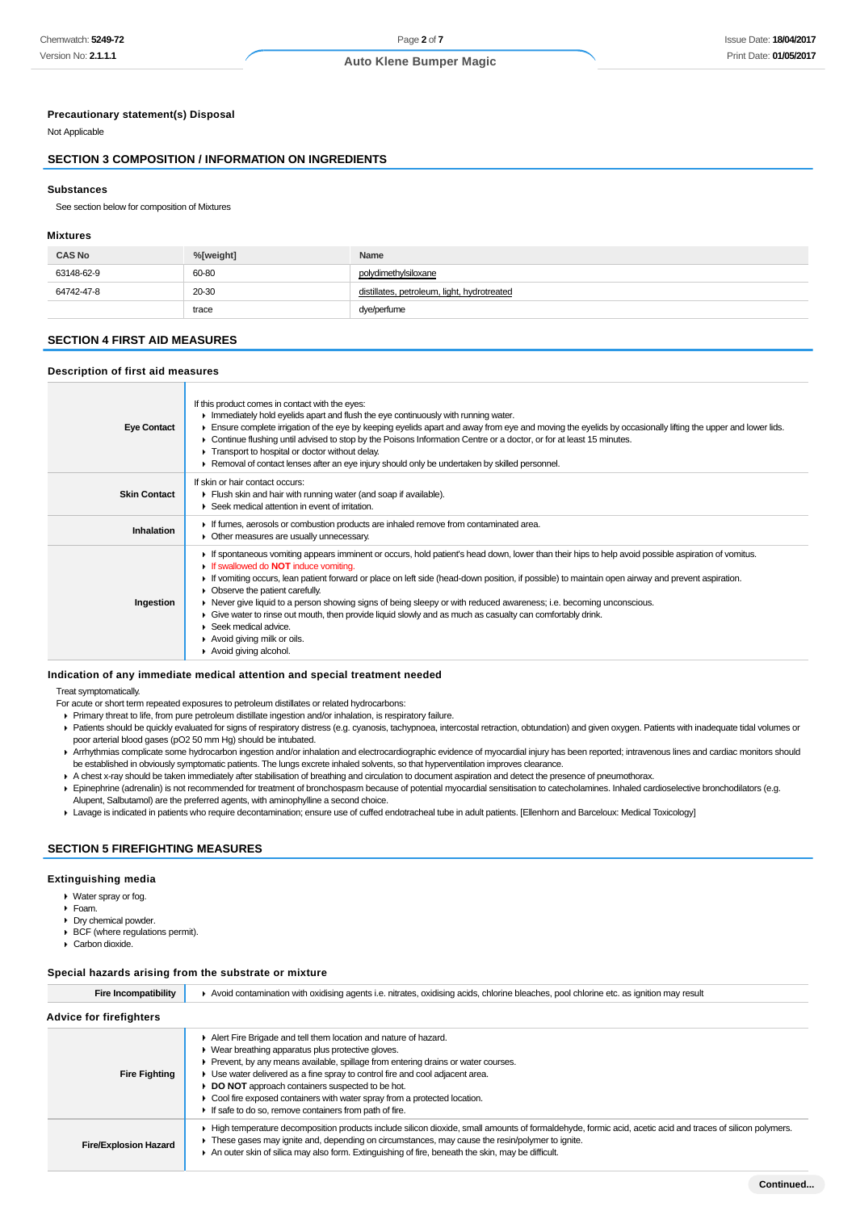### Precautionary statement(s) Disposal

Not Applicable

## SECTION 3 COMPOSITION / INFORMATION ON INGREDIENTS

### Substances

See section below for composition of Mixtures

### Mixtures

| CAS No | %[weight] | Name |
|---|---|---|
| 63148-62-9 | 60-80 | polydimethylsiloxane |
| 64742-47-8 | 20-30 | distillates, petroleum, light, hydrotreated |
| | trace | dye/perfume |

## SECTION 4 FIRST AID MEASURES

### Description of first aid measures

| | |
|---|---|
| **Eye Contact** | If this product comes in contact with the eyes:<br>▸ Immediately hold eyelids apart and flush the eye continuously with running water.<br>▸ Ensure complete irrigation of the eye by keeping eyelids apart and away from eye and moving the eyelids by occasionally lifting the upper and lower lids.<br>▸ Continue flushing until advised to stop by the Poisons Information Centre or a doctor, or for at least 15 minutes.<br>▸ Transport to hospital or doctor without delay.<br>▸ Removal of contact lenses after an eye injury should only be undertaken by skilled personnel. |
| **Skin Contact** | If skin or hair contact occurs:<br>▸ Flush skin and hair with running water (and soap if available).<br>▸ Seek medical attention in event of irritation. |
| **Inhalation** | ▸ If fumes, aerosols or combustion products are inhaled remove from contaminated area.<br>▸ Other measures are usually unnecessary. |
| **Ingestion** | ▸ If spontaneous vomiting appears imminent or occurs, hold patient's head down, lower than their hips to help avoid possible aspiration of vomitus.<br>▸ If swallowed do **NOT** induce vomiting.<br>▸ If vomiting occurs, lean patient forward or place on left side (head-down position, if possible) to maintain open airway and prevent aspiration.<br>▸ Observe the patient carefully.<br>▸ Never give liquid to a person showing signs of being sleepy or with reduced awareness; i.e. becoming unconscious.<br>▸ Give water to rinse out mouth, then provide liquid slowly and as much as casualty can comfortably drink.<br>▸ Seek medical advice.<br>▸ Avoid giving milk or oils.<br>▸ Avoid giving alcohol. |

### Indication of any immediate medical attention and special treatment needed

Treat symptomatically.

For acute or short term repeated exposures to petroleum distillates or related hydrocarbons:

- Primary threat to life, from pure petroleum distillate ingestion and/or inhalation, is respiratory failure.
- Patients should be quickly evaluated for signs of respiratory distress (e.g. cyanosis, tachypnoea, intercostal retraction, obtundation) and given oxygen. Patients with inadequate tidal volumes or poor arterial blood gases (pO2 50 mm Hg) should be intubated.
- Arrhythmias complicate some hydrocarbon ingestion and/or inhalation and electrocardiographic evidence of myocardial injury has been reported; intravenous lines and cardiac monitors should be established in obviously symptomatic patients. The lungs excrete inhaled solvents, so that hyperventilation improves clearance.
- A chest x-ray should be taken immediately after stabilisation of breathing and circulation to document aspiration and detect the presence of pneumothorax.
- Epinephrine (adrenalin) is not recommended for treatment of bronchospasm because of potential myocardial sensitisation to catecholamines. Inhaled cardioselective bronchodilators (e.g. Alupent, Salbutamol) are the preferred agents, with aminophylline a second choice.
- Lavage is indicated in patients who require decontamination; ensure use of cuffed endotracheal tube in adult patients. [Ellenhorn and Barceloux: Medical Toxicology]

## SECTION 5 FIREFIGHTING MEASURES

### Extinguishing media

- Water spray or fog.
- Foam.
- Dry chemical powder.
- BCF (where regulations permit).
- Carbon dioxide.

### Special hazards arising from the substrate or mixture

| | |
|---|---|
| **Fire Incompatibility** | ▸ Avoid contamination with oxidising agents i.e. nitrates, oxidising acids, chlorine bleaches, pool chlorine etc. as ignition may result |

### Advice for firefighters

| | |
|---|---|
| **Fire Fighting** | ▸ Alert Fire Brigade and tell them location and nature of hazard.<br>▸ Wear breathing apparatus plus protective gloves.<br>▸ Prevent, by any means available, spillage from entering drains or water courses.<br>▸ Use water delivered as a fine spray to control fire and cool adjacent area.<br>▸ **DO NOT** approach containers suspected to be hot.<br>▸ Cool fire exposed containers with water spray from a protected location.<br>▸ If safe to do so, remove containers from path of fire. |
| **Fire/Explosion Hazard** | ▸ High temperature decomposition products include silicon dioxide, small amounts of formaldehyde, formic acid, acetic acid and traces of silicon polymers.<br>▸ These gases may ignite and, depending on circumstances, may cause the resin/polymer to ignite.<br>▸ An outer skin of silica may also form. Extinguishing of fire, beneath the skin, may be difficult. |

**Continued...**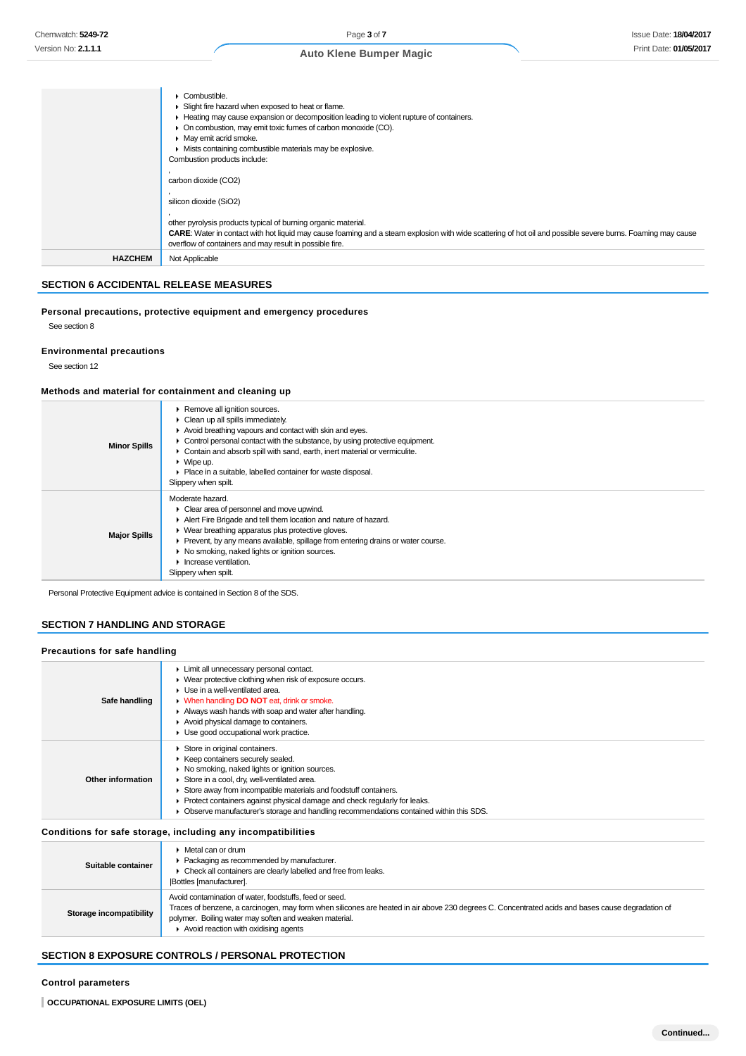| | |
|---|---|
| | ▸ Combustible.<br>▸ Slight fire hazard when exposed to heat or flame.<br>▸ Heating may cause expansion or decomposition leading to violent rupture of containers.<br>▸ On combustion, may emit toxic fumes of carbon monoxide (CO).<br>▸ May emit acrid smoke.<br>▸ Mists containing combustible materials may be explosive.<br>Combustion products include:<br>,<br>carbon dioxide ($CO_2$)<br>,<br>silicon dioxide ($SiO_2$)<br>,<br>other pyrolysis products typical of burning organic material.<br>**CARE**: Water in contact with hot liquid may cause foaming and a steam explosion with wide scattering of hot oil and possible severe burns. Foaming may cause overflow of containers and may result in possible fire. |
| **HAZCHEM** | Not Applicable |

## SECTION 6 ACCIDENTAL RELEASE MEASURES

### Personal precautions, protective equipment and emergency procedures

See section 8

### Environmental precautions

See section 12

### Methods and material for containment and cleaning up

| | |
|---|---|
| **Minor Spills** | ▸ Remove all ignition sources.<br>▸ Clean up all spills immediately.<br>▸ Avoid breathing vapours and contact with skin and eyes.<br>▸ Control personal contact with the substance, by using protective equipment.<br>▸ Contain and absorb spill with sand, earth, inert material or vermiculite.<br>▸ Wipe up.<br>▸ Place in a suitable, labelled container for waste disposal.<br>Slippery when spilt. |
| **Major Spills** | Moderate hazard.<br>▸ Clear area of personnel and move upwind.<br>▸ Alert Fire Brigade and tell them location and nature of hazard.<br>▸ Wear breathing apparatus plus protective gloves.<br>▸ Prevent, by any means available, spillage from entering drains or water course.<br>▸ No smoking, naked lights or ignition sources.<br>▸ Increase ventilation.<br>Slippery when spilt. |

Personal Protective Equipment advice is contained in Section 8 of the SDS.

## SECTION 7 HANDLING AND STORAGE

### Precautions for safe handling

| | |
|---|---|
| **Safe handling** | ▸ Limit all unnecessary personal contact.<br>▸ Wear protective clothing when risk of exposure occurs.<br>▸ Use in a well-ventilated area.<br>▸ When handling **DO NOT** eat, drink or smoke.<br>▸ Always wash hands with soap and water after handling.<br>▸ Avoid physical damage to containers.<br>▸ Use good occupational work practice. |
| **Other information** | ▸ Store in original containers.<br>▸ Keep containers securely sealed.<br>▸ No smoking, naked lights or ignition sources.<br>▸ Store in a cool, dry, well-ventilated area.<br>▸ Store away from incompatible materials and foodstuff containers.<br>▸ Protect containers against physical damage and check regularly for leaks.<br>▸ Observe manufacturer's storage and handling recommendations contained within this SDS. |

### Conditions for safe storage, including any incompatibilities

| | |
|---|---|
| **Suitable container** | ▸ Metal can or drum<br>▸ Packaging as recommended by manufacturer.<br>▸ Check all containers are clearly labelled and free from leaks.<br>\|Bottles [manufacturer]. |
| **Storage incompatibility** | Avoid contamination of water, foodstuffs, feed or seed.<br>Traces of benzene, a carcinogen, may form when silicones are heated in air above 230 degrees C. Concentrated acids and bases cause degradation of polymer. Boiling water may soften and weaken material.<br>▸ Avoid reaction with oxidising agents |

## SECTION 8 EXPOSURE CONTROLS / PERSONAL PROTECTION

### Control parameters

**OCCUPATIONAL EXPOSURE LIMITS (OEL)**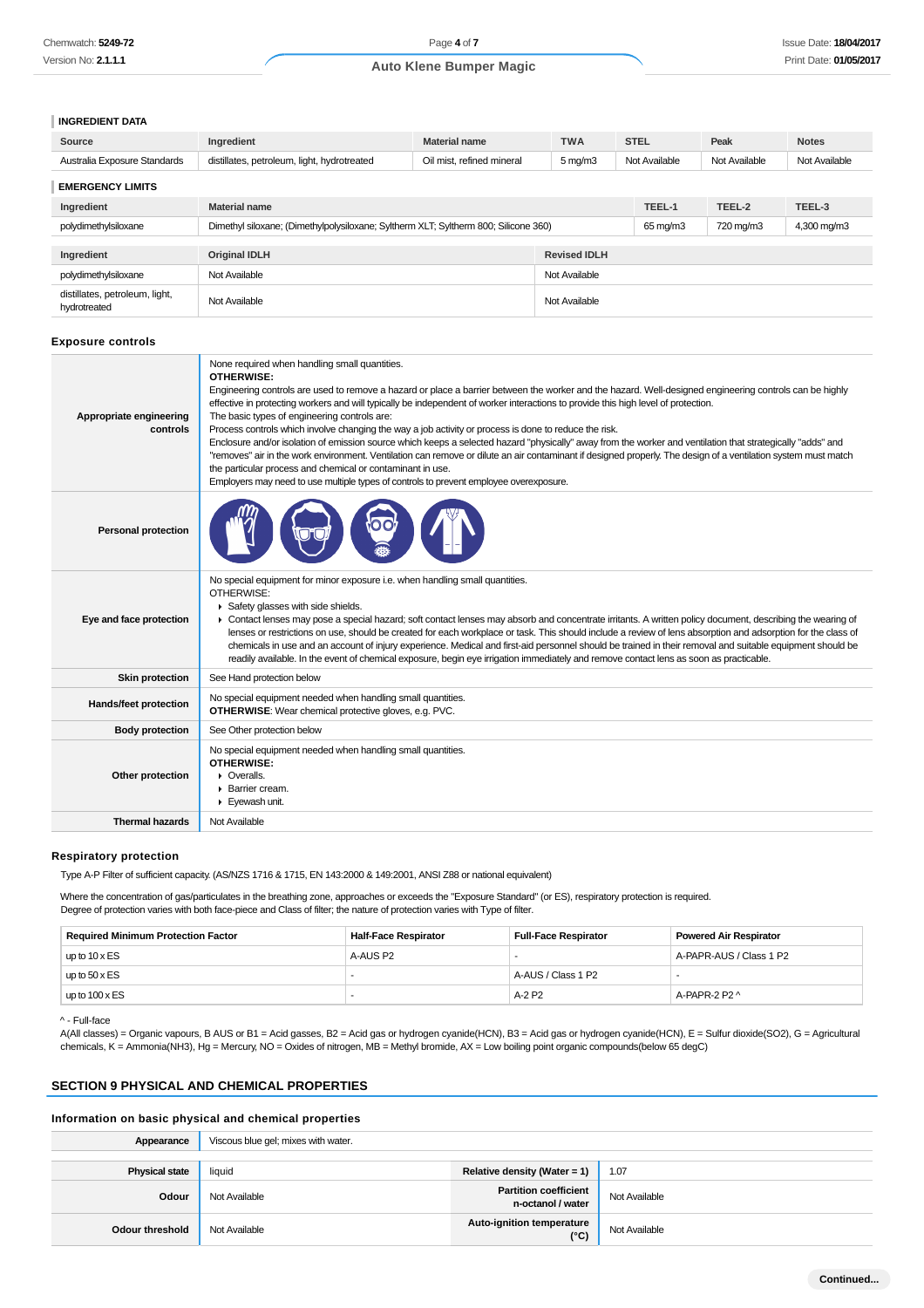### INGREDIENT DATA

| Source | Ingredient | Material name | TWA | STEL | Peak | Notes |
|---|---|---|---|---|---|---|
| Australia Exposure Standards | distillates, petroleum, light, hydrotreated | Oil mist, refined mineral | 5 mg/m3 | Not Available | Not Available | Not Available |

### EMERGENCY LIMITS

| Ingredient | Material name | TEEL-1 | TEEL-2 | TEEL-3 |
|---|---|---|---|---|
| polydimethylsiloxane | Dimethyl siloxane; (Dimethylpolysiloxane; Syltherm XLT; Syltherm 800; Silicone 360) | 65 mg/m3 | 720 mg/m3 | 4,300 mg/m3 |

| Ingredient | Original IDLH | Revised IDLH |
|---|---|---|
| polydimethylsiloxane | Not Available | Not Available |
| distillates, petroleum, light, hydrotreated | Not Available | Not Available |

### Exposure controls

| | |
|---|---|
| **Appropriate engineering controls** | None required when handling small quantities.<br>**OTHERWISE:**<br>Engineering controls are used to remove a hazard or place a barrier between the worker and the hazard. Well-designed engineering controls can be highly effective in protecting workers and will typically be independent of worker interactions to provide this high level of protection.<br>The basic types of engineering controls are:<br>Process controls which involve changing the way a job activity or process is done to reduce the risk.<br>Enclosure and/or isolation of emission source which keeps a selected hazard "physically" away from the worker and ventilation that strategically "adds" and "removes" air in the work environment. Ventilation can remove or dilute an air contaminant if designed properly. The design of a ventilation system must match the particular process and chemical or contaminant in use.<br>Employers may need to use multiple types of controls to prevent employee overexposure. |
| **Personal protection** | |
| **Eye and face protection** | No special equipment for minor exposure i.e. when handling small quantities.<br>OTHERWISE:<br>▸ Safety glasses with side shields.<br>▸ Contact lenses may pose a special hazard; soft contact lenses may absorb and concentrate irritants. A written policy document, describing the wearing of lenses or restrictions on use, should be created for each workplace or task. This should include a review of lens absorption and adsorption for the class of chemicals in use and an account of injury experience. Medical and first-aid personnel should be trained in their removal and suitable equipment should be readily available. In the event of chemical exposure, begin eye irrigation immediately and remove contact lens as soon as practicable. |
| **Skin protection** | See Hand protection below |
| **Hands/feet protection** | No special equipment needed when handling small quantities.<br>**OTHERWISE**: Wear chemical protective gloves, e.g. PVC. |
| **Body protection** | See Other protection below |
| **Other protection** | No special equipment needed when handling small quantities.<br>**OTHERWISE:**<br>▸ Overalls.<br>▸ Barrier cream.<br>▸ Eyewash unit. |
| **Thermal hazards** | Not Available |

### Respiratory protection

Type A-P Filter of sufficient capacity. (AS/NZS 1716 & 1715, EN 143:2000 & 149:2001, ANSI Z88 or national equivalent)

Where the concentration of gas/particulates in the breathing zone, approaches or exceeds the "Exposure Standard" (or ES), respiratory protection is required.
Degree of protection varies with both face-piece and Class of filter; the nature of protection varies with Type of filter.

| Required Minimum Protection Factor | Half-Face Respirator | Full-Face Respirator | Powered Air Respirator |
|---|---|---|---|
| up to 10 x ES | A-AUS P2 | - | A-PAPR-AUS / Class 1 P2 |
| up to 50 x ES | - | A-AUS / Class 1 P2 | - |
| up to 100 x ES | - | A-2 P2 | A-PAPR-2 P2 ^ |

^ - Full-face

A(All classes) = Organic vapours, B AUS or B1 = Acid gasses, B2 = Acid gas or hydrogen cyanide(HCN), B3 = Acid gas or hydrogen cyanide(HCN), E = Sulfur dioxide(SO2), G = Agricultural chemicals, K = Ammonia(NH3), Hg = Mercury, NO = Oxides of nitrogen, MB = Methyl bromide, AX = Low boiling point organic compounds(below 65 degC)

## SECTION 9 PHYSICAL AND CHEMICAL PROPERTIES

### Information on basic physical and chemical properties

| | | | |
|---|---|---|---|
| **Appearance** | Viscous blue gel; mixes with water. | | |
| **Physical state** | liquid | **Relative density (Water = 1)** | 1.07 |
| **Odour** | Not Available | **Partition coefficient n-octanol / water** | Not Available |
| **Odour threshold** | Not Available | **Auto-ignition temperature (°C)** | Not Available |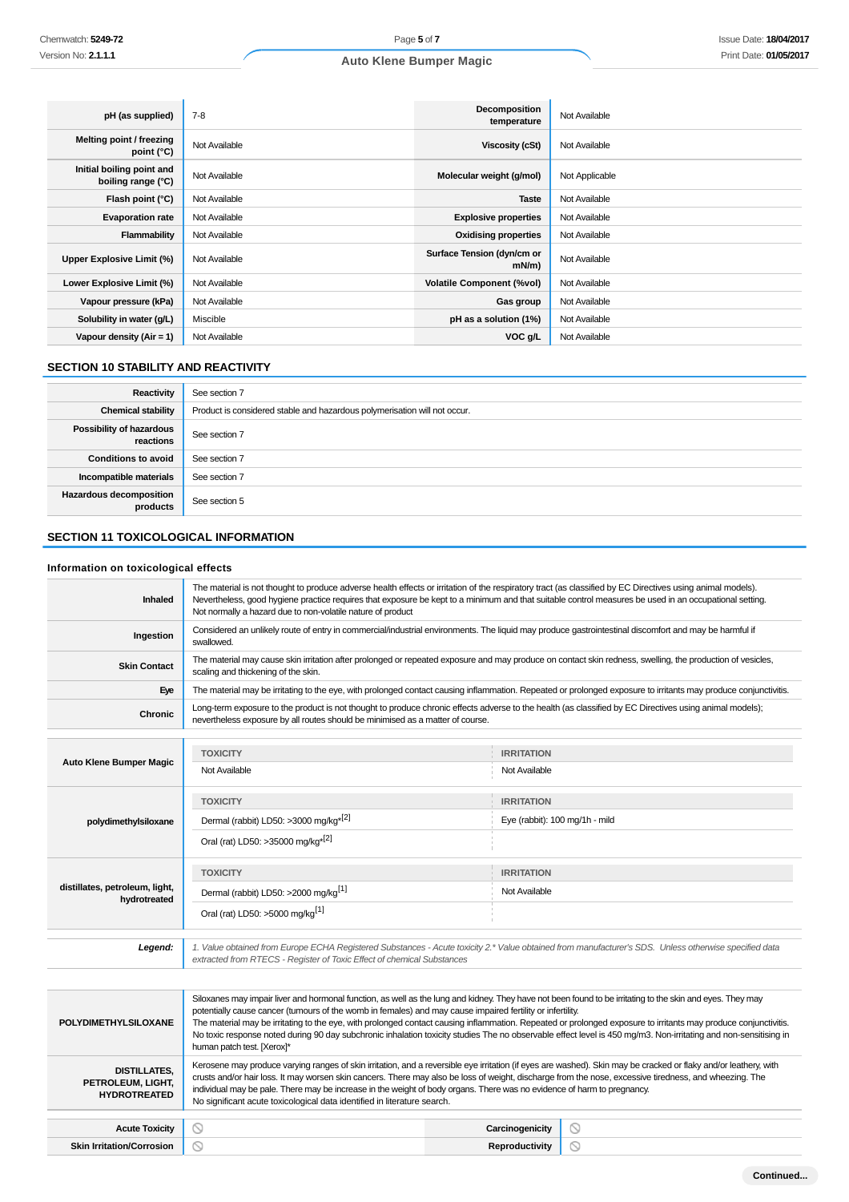| pH (as supplied) | 7-8 | Decomposition temperature | Not Available |
|---|---|---|---|
| Melting point / freezing point (°C) | Not Available | Viscosity (cSt) | Not Available |
| Initial boiling point and boiling range (°C) | Not Available | Molecular weight (g/mol) | Not Applicable |
| Flash point (°C) | Not Available | Taste | Not Available |
| Evaporation rate | Not Available | Explosive properties | Not Available |
| Flammability | Not Available | Oxidising properties | Not Available |
| Upper Explosive Limit (%) | Not Available | Surface Tension (dyn/cm or mN/m) | Not Available |
| Lower Explosive Limit (%) | Not Available | Volatile Component (%vol) | Not Available |
| Vapour pressure (kPa) | Not Available | Gas group | Not Available |
| Solubility in water (g/L) | Miscible | pH as a solution (1%) | Not Available |
| Vapour density (Air = 1) | Not Available | VOC g/L | Not Available |

## SECTION 10 STABILITY AND REACTIVITY

| | |
|---|---|
| Reactivity | See section 7 |
| Chemical stability | Product is considered stable and hazardous polymerisation will not occur. |
| Possibility of hazardous reactions | See section 7 |
| Conditions to avoid | See section 7 |
| Incompatible materials | See section 7 |
| Hazardous decomposition products | See section 5 |

## SECTION 11 TOXICOLOGICAL INFORMATION

### Information on toxicological effects

| | |
|---|---|
| Inhaled | The material is not thought to produce adverse health effects or irritation of the respiratory tract (as classified by EC Directives using animal models). Nevertheless, good hygiene practice requires that exposure be kept to a minimum and that suitable control measures be used in an occupational setting. Not normally a hazard due to non-volatile nature of product |
| Ingestion | Considered an unlikely route of entry in commercial/industrial environments. The liquid may produce gastrointestinal discomfort and may be harmful if swallowed. |
| Skin Contact | The material may cause skin irritation after prolonged or repeated exposure and may produce on contact skin redness, swelling, the production of vesicles, scaling and thickening of the skin. |
| Eye | The material may be irritating to the eye, with prolonged contact causing inflammation. Repeated or prolonged exposure to irritants may produce conjunctivitis. |
| Chronic | Long-term exposure to the product is not thought to produce chronic effects adverse to the health (as classified by EC Directives using animal models); nevertheless exposure by all routes should be minimised as a matter of course. |

| | TOXICITY | IRRITATION |
|---|---|---|
| Auto Klene Bumper Magic | Not Available | Not Available |
| polydimethylsiloxane | Dermal (rabbit) LD50: >3000 mg/kg*[2] | Eye (rabbit): 100 mg/1h - mild |
| | Oral (rat) LD50: >35000 mg/kg*[2] | |
| distillates, petroleum, light, hydrotreated | Dermal (rabbit) LD50: >2000 mg/kg[1] | Not Available |
| | Oral (rat) LD50: >5000 mg/kg[1] | |
| *Legend:* | *1. Value obtained from Europe ECHA Registered Substances - Acute toxicity 2.* Value obtained from manufacturer's SDS. Unless otherwise specified data extracted from RTECS - Register of Toxic Effect of chemical Substances* | |

| | |
|---|---|
| POLYDIMETHYLSILOXANE | Siloxanes may impair liver and hormonal function, as well as the lung and kidney. They have not been found to be irritating to the skin and eyes. They may potentially cause cancer (tumours of the womb in females) and may cause impaired fertility or infertility. The material may be irritating to the eye, with prolonged contact causing inflammation. Repeated or prolonged exposure to irritants may produce conjunctivitis. No toxic response noted during 90 day subchronic inhalation toxicity studies The no observable effect level is 450 mg/m3. Non-irritating and non-sensitising in human patch test. [Xerox]* |
| DISTILLATES, PETROLEUM, LIGHT, HYDROTREATED | Kerosene may produce varying ranges of skin irritation, and a reversible eye irritation (if eyes are washed). Skin may be cracked or flaky and/or leathery, with crusts and/or hair loss. It may worsen skin cancers. There may also be loss of weight, discharge from the nose, excessive tiredness, and wheezing. The individual may be pale. There may be increase in the weight of body organs. There was no evidence of harm to pregnancy. No significant acute toxicological data identified in literature search. |

| | | | |
|---|---|---|---|
| Acute Toxicity | ⃠ | Carcinogenicity | ⃠ |
| Skin Irritation/Corrosion | ⃠ | Reproductivity | ⃠ |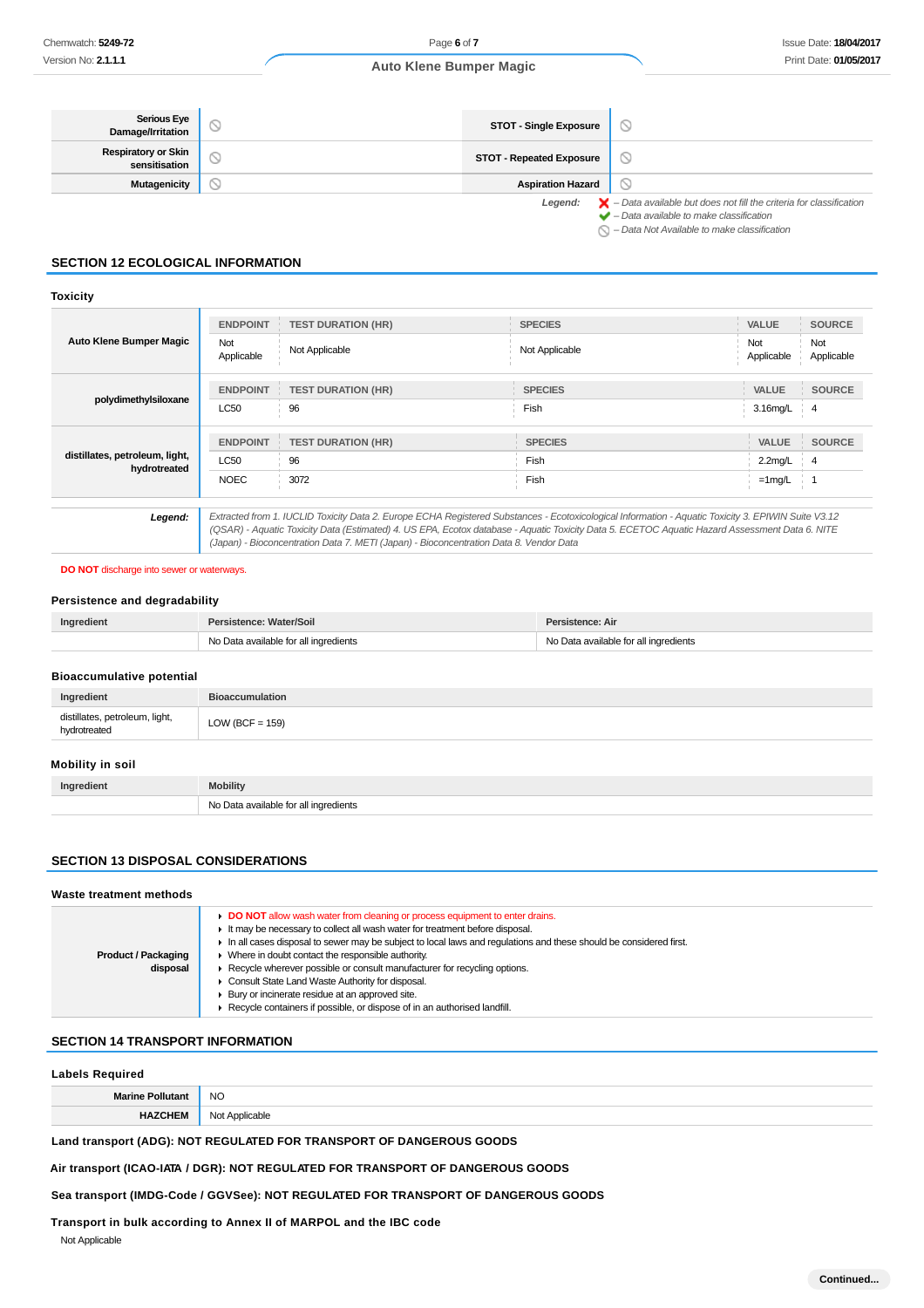| Serious Eye Damage/Irritation | ⃠ | STOT - Single Exposure | ⃠ |
|---|---|---|---|
| Respiratory or Skin sensitisation | ⃠ | STOT - Repeated Exposure | ⃠ |
| Mutagenicity | ⃠ | Aspiration Hazard | ⃠ |

*Legend:* ✗ *– Data available but does not fill the criteria for classification*
✔ *– Data available to make classification*
⃠ *– Data Not Available to make classification*

## SECTION 12 ECOLOGICAL INFORMATION

### Toxicity

| | ENDPOINT | TEST DURATION (HR) | SPECIES | VALUE | SOURCE |
|---|---|---|---|---|---|
| **Auto Klene Bumper Magic** | Not Applicable | Not Applicable | Not Applicable | Not Applicable | Not Applicable |
| **polydimethylsiloxane** | LC50 | 96 | Fish | 3.16mg/L | 4 |
| **distillates, petroleum, light, hydrotreated** | LC50 | 96 | Fish | 2.2mg/L | 4 |
| | NOEC | 3072 | Fish | =1mg/L | 1 |
| ***Legend:*** | *Extracted from 1. IUCLID Toxicity Data 2. Europe ECHA Registered Substances - Ecotoxicological Information - Aquatic Toxicity 3. EPIWIN Suite V3.12 (QSAR) - Aquatic Toxicity Data (Estimated) 4. US EPA, Ecotox database - Aquatic Toxicity Data 5. ECETOC Aquatic Hazard Assessment Data 6. NITE (Japan) - Bioconcentration Data 7. METI (Japan) - Bioconcentration Data 8. Vendor Data* | | | | |

**DO NOT** discharge into sewer or waterways.

### Persistence and degradability

| Ingredient | Persistence: Water/Soil | Persistence: Air |
|---|---|---|
| | No Data available for all ingredients | No Data available for all ingredients |

### Bioaccumulative potential

| Ingredient | Bioaccumulation |
|---|---|
| distillates, petroleum, light, hydrotreated | LOW (BCF = 159) |

### Mobility in soil

| Ingredient | Mobility |
|---|---|
| | No Data available for all ingredients |

## SECTION 13 DISPOSAL CONSIDERATIONS

### Waste treatment methods

| | |
|---|---|
| **Product / Packaging disposal** | ▸ **DO NOT** allow wash water from cleaning or process equipment to enter drains.<br>▸ It may be necessary to collect all wash water for treatment before disposal.<br>▸ In all cases disposal to sewer may be subject to local laws and regulations and these should be considered first.<br>▸ Where in doubt contact the responsible authority.<br>▸ Recycle wherever possible or consult manufacturer for recycling options.<br>▸ Consult State Land Waste Authority for disposal.<br>▸ Bury or incinerate residue at an approved site.<br>▸ Recycle containers if possible, or dispose of in an authorised landfill. |

## SECTION 14 TRANSPORT INFORMATION

### Labels Required

| | |
|---|---|
| **Marine Pollutant** | NO |
| **HAZCHEM** | Not Applicable |

**Land transport (ADG): NOT REGULATED FOR TRANSPORT OF DANGEROUS GOODS**

**Air transport (ICAO-IATA / DGR): NOT REGULATED FOR TRANSPORT OF DANGEROUS GOODS**

**Sea transport (IMDG-Code / GGVSee): NOT REGULATED FOR TRANSPORT OF DANGEROUS GOODS**

**Transport in bulk according to Annex II of MARPOL and the IBC code**

Not Applicable

Continued...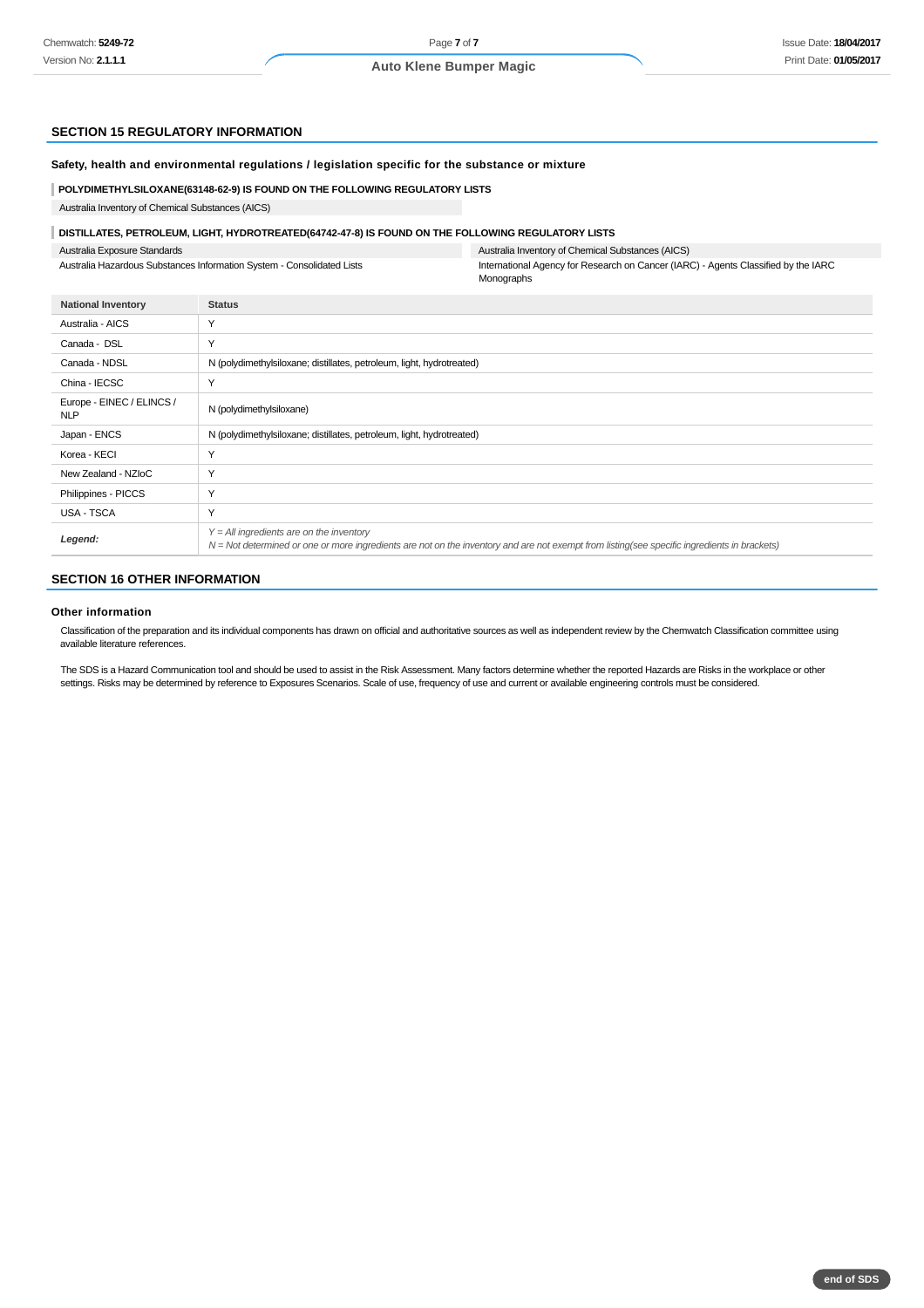## SECTION 15 REGULATORY INFORMATION

### Safety, health and environmental regulations / legislation specific for the substance or mixture

**POLYDIMETHYLSILOXANE(63148-62-9) IS FOUND ON THE FOLLOWING REGULATORY LISTS**

Australia Inventory of Chemical Substances (AICS)

**DISTILLATES, PETROLEUM, LIGHT, HYDROTREATED(64742-47-8) IS FOUND ON THE FOLLOWING REGULATORY LISTS**

| | |
|---|---|
| Australia Exposure Standards | Australia Inventory of Chemical Substances (AICS) |
| Australia Hazardous Substances Information System - Consolidated Lists | International Agency for Research on Cancer (IARC) - Agents Classified by the IARC Monographs |

| National Inventory | Status |
|---|---|
| Australia - AICS | Y |
| Canada - DSL | Y |
| Canada - NDSL | N (polydimethylsiloxane; distillates, petroleum, light, hydrotreated) |
| China - IECSC | Y |
| Europe - EINEC / ELINCS / NLP | N (polydimethylsiloxane) |
| Japan - ENCS | N (polydimethylsiloxane; distillates, petroleum, light, hydrotreated) |
| Korea - KECI | Y |
| New Zealand - NZIoC | Y |
| Philippines - PICCS | Y |
| USA - TSCA | Y |
| ***Legend:*** | *Y = All ingredients are on the inventory*<br>*N = Not determined or one or more ingredients are not on the inventory and are not exempt from listing(see specific ingredients in brackets)* |

## SECTION 16 OTHER INFORMATION

### Other information

Classification of the preparation and its individual components has drawn on official and authoritative sources as well as independent review by the Chemwatch Classification committee using available literature references.

The SDS is a Hazard Communication tool and should be used to assist in the Risk Assessment. Many factors determine whether the reported Hazards are Risks in the workplace or other settings. Risks may be determined by reference to Exposures Scenarios. Scale of use, frequency of use and current or available engineering controls must be considered.

**end of SDS**